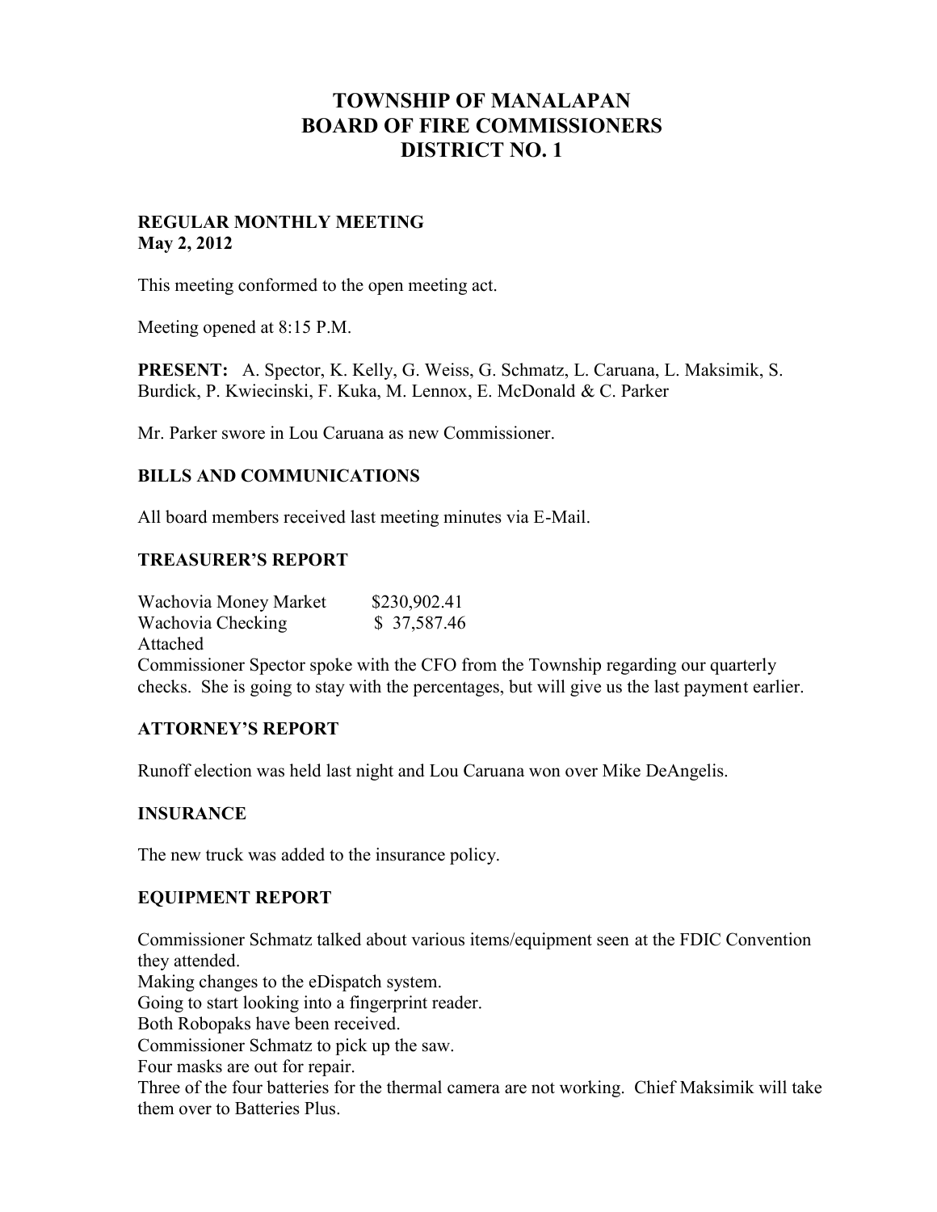# TOWNSHIP OF MANALAPAN
# BOARD OF FIRE COMMISSIONERS
# DISTRICT NO. 1

**REGULAR MONTHLY MEETING**
**May 2, 2012**

This meeting conformed to the open meeting act.

Meeting opened at 8:15 P.M.

**PRESENT:** A. Spector, K. Kelly, G. Weiss, G. Schmatz, L. Caruana, L. Maksimik, S. Burdick, P. Kwiecinski, F. Kuka, M. Lennox, E. McDonald & C. Parker

Mr. Parker swore in Lou Caruana as new Commissioner.

## BILLS AND COMMUNICATIONS

All board members received last meeting minutes via E-Mail.

## TREASURER'S REPORT

Wachovia Money Market $230,902.41
Wachovia Checking $ 37,587.46
Attached
Commissioner Spector spoke with the CFO from the Township regarding our quarterly checks. She is going to stay with the percentages, but will give us the last payment earlier.

## ATTORNEY'S REPORT

Runoff election was held last night and Lou Caruana won over Mike DeAngelis.

## INSURANCE

The new truck was added to the insurance policy.

## EQUIPMENT REPORT

Commissioner Schmatz talked about various items/equipment seen at the FDIC Convention they attended.
Making changes to the eDispatch system.
Going to start looking into a fingerprint reader.
Both Robopaks have been received.
Commissioner Schmatz to pick up the saw.
Four masks are out for repair.
Three of the four batteries for the thermal camera are not working. Chief Maksimik will take them over to Batteries Plus.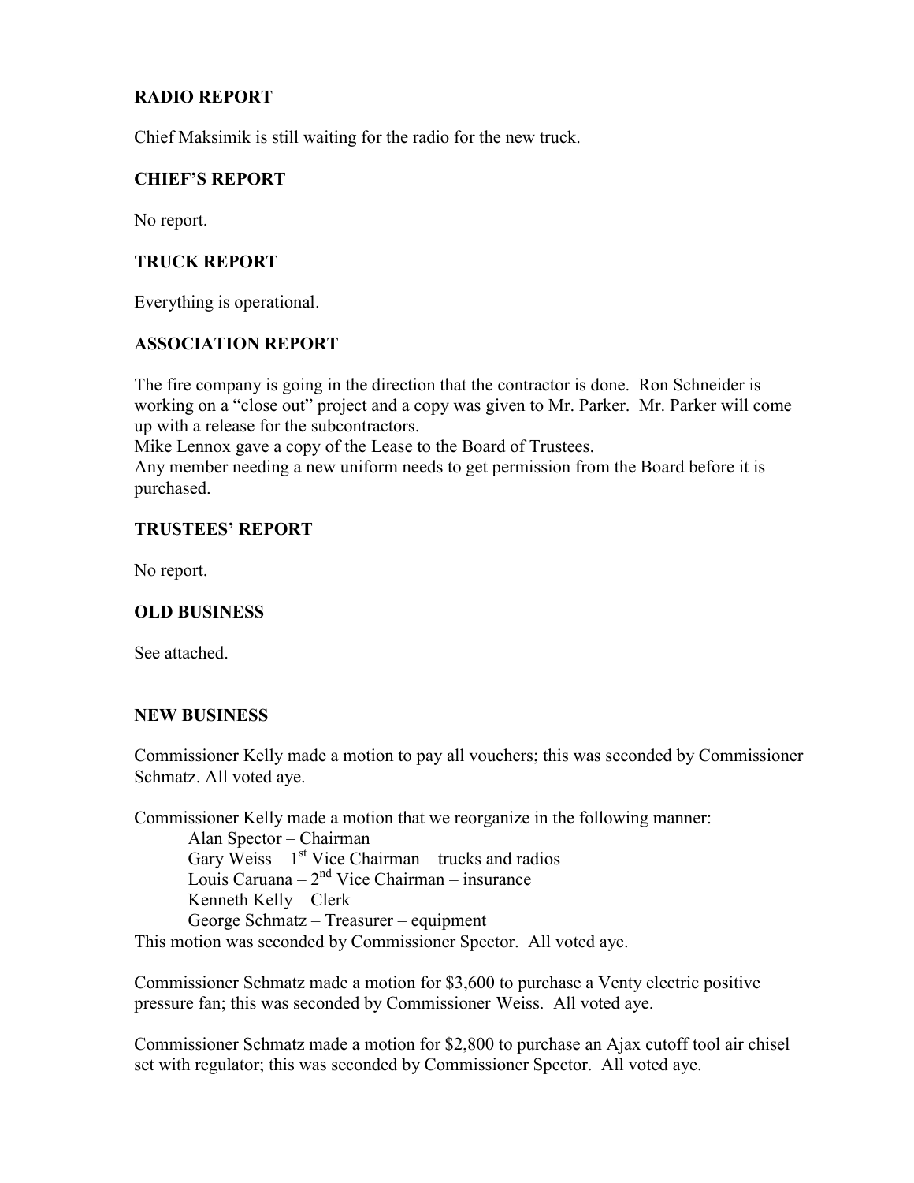**RADIO REPORT**

Chief Maksimik is still waiting for the radio for the new truck.

**CHIEF'S REPORT**

No report.

**TRUCK REPORT**

Everything is operational.

**ASSOCIATION REPORT**

The fire company is going in the direction that the contractor is done. Ron Schneider is working on a "close out" project and a copy was given to Mr. Parker. Mr. Parker will come up with a release for the subcontractors.
Mike Lennox gave a copy of the Lease to the Board of Trustees.
Any member needing a new uniform needs to get permission from the Board before it is purchased.

**TRUSTEES' REPORT**

No report.

**OLD BUSINESS**

See attached.

**NEW BUSINESS**

Commissioner Kelly made a motion to pay all vouchers; this was seconded by Commissioner Schmatz. All voted aye.

Commissioner Kelly made a motion that we reorganize in the following manner:

Alan Spector – Chairman
Gary Weiss – 1st Vice Chairman – trucks and radios
Louis Caruana – 2nd Vice Chairman – insurance
Kenneth Kelly – Clerk
George Schmatz – Treasurer – equipment

This motion was seconded by Commissioner Spector. All voted aye.

Commissioner Schmatz made a motion for $3,600 to purchase a Venty electric positive pressure fan; this was seconded by Commissioner Weiss. All voted aye.

Commissioner Schmatz made a motion for $2,800 to purchase an Ajax cutoff tool air chisel set with regulator; this was seconded by Commissioner Spector. All voted aye.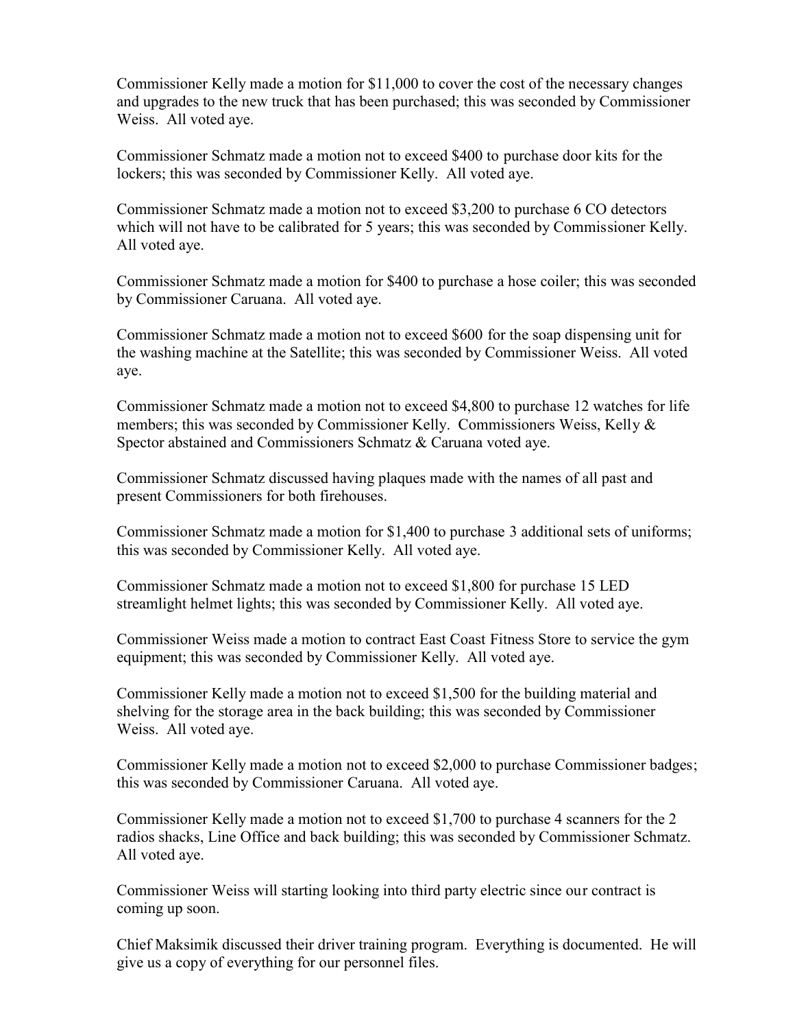Commissioner Kelly made a motion for $11,000 to cover the cost of the necessary changes and upgrades to the new truck that has been purchased; this was seconded by Commissioner Weiss. All voted aye.

Commissioner Schmatz made a motion not to exceed $400 to purchase door kits for the lockers; this was seconded by Commissioner Kelly. All voted aye.

Commissioner Schmatz made a motion not to exceed $3,200 to purchase 6 CO detectors which will not have to be calibrated for 5 years; this was seconded by Commissioner Kelly. All voted aye.

Commissioner Schmatz made a motion for $400 to purchase a hose coiler; this was seconded by Commissioner Caruana. All voted aye.

Commissioner Schmatz made a motion not to exceed $600 for the soap dispensing unit for the washing machine at the Satellite; this was seconded by Commissioner Weiss. All voted aye.

Commissioner Schmatz made a motion not to exceed $4,800 to purchase 12 watches for life members; this was seconded by Commissioner Kelly. Commissioners Weiss, Kelly & Spector abstained and Commissioners Schmatz & Caruana voted aye.

Commissioner Schmatz discussed having plaques made with the names of all past and present Commissioners for both firehouses.

Commissioner Schmatz made a motion for $1,400 to purchase 3 additional sets of uniforms; this was seconded by Commissioner Kelly. All voted aye.

Commissioner Schmatz made a motion not to exceed $1,800 for purchase 15 LED streamlight helmet lights; this was seconded by Commissioner Kelly. All voted aye.

Commissioner Weiss made a motion to contract East Coast Fitness Store to service the gym equipment; this was seconded by Commissioner Kelly. All voted aye.

Commissioner Kelly made a motion not to exceed $1,500 for the building material and shelving for the storage area in the back building; this was seconded by Commissioner Weiss. All voted aye.

Commissioner Kelly made a motion not to exceed $2,000 to purchase Commissioner badges; this was seconded by Commissioner Caruana. All voted aye.

Commissioner Kelly made a motion not to exceed $1,700 to purchase 4 scanners for the 2 radios shacks, Line Office and back building; this was seconded by Commissioner Schmatz. All voted aye.

Commissioner Weiss will starting looking into third party electric since our contract is coming up soon.

Chief Maksimik discussed their driver training program. Everything is documented. He will give us a copy of everything for our personnel files.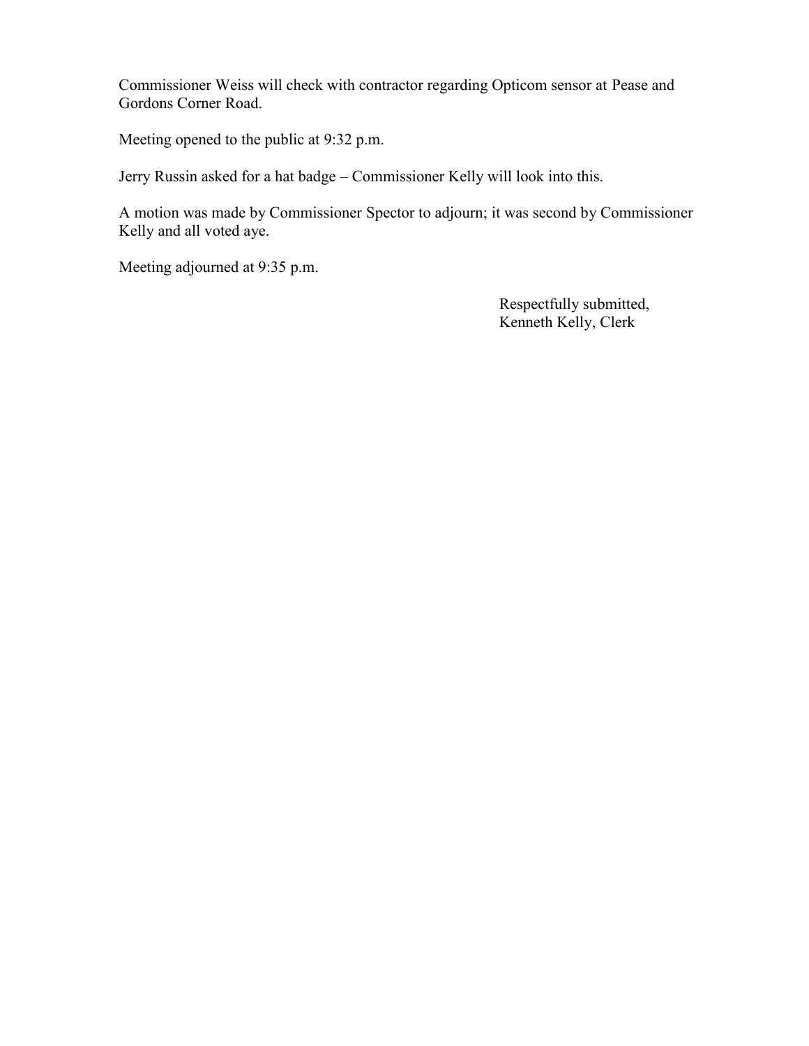Commissioner Weiss will check with contractor regarding Opticom sensor at Pease and Gordons Corner Road.

Meeting opened to the public at 9:32 p.m.

Jerry Russin asked for a hat badge – Commissioner Kelly will look into this.

A motion was made by Commissioner Spector to adjourn; it was second by Commissioner Kelly and all voted aye.

Meeting adjourned at 9:35 p.m.

Respectfully submitted,
Kenneth Kelly, Clerk